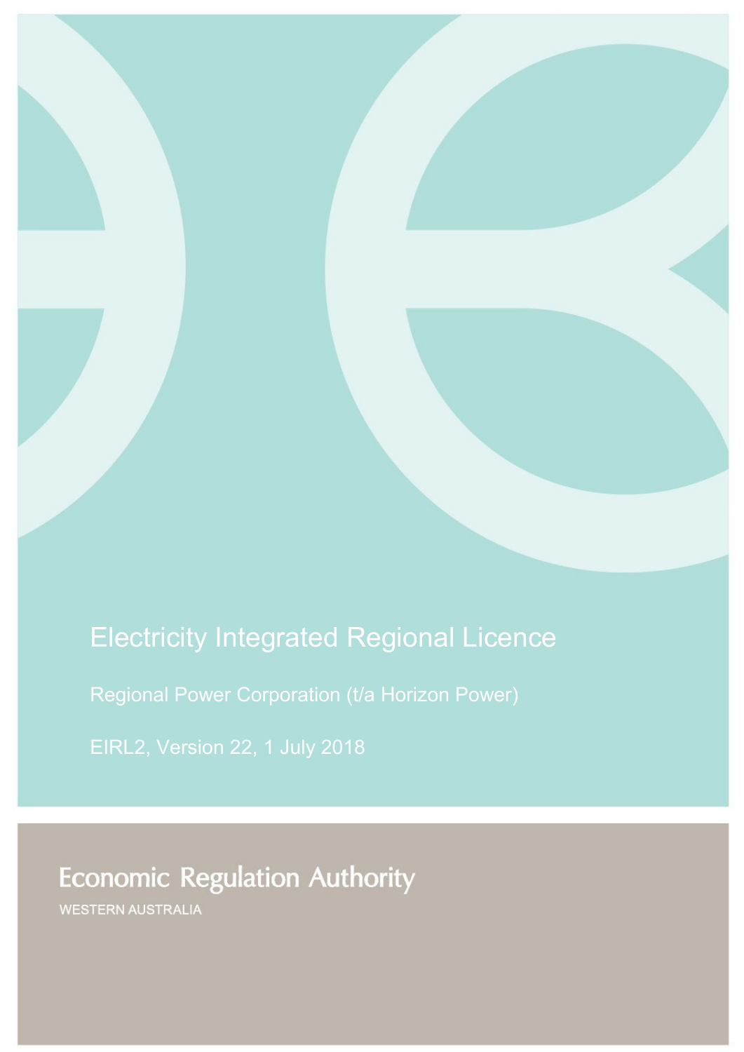# Electricity Integrated Regional Licence

Regional Power Corporation (t/a Horizon Power)

EIRL2, Version 22, 1 July 2018

Economic Regulation Authority

WESTERN AUSTRALIA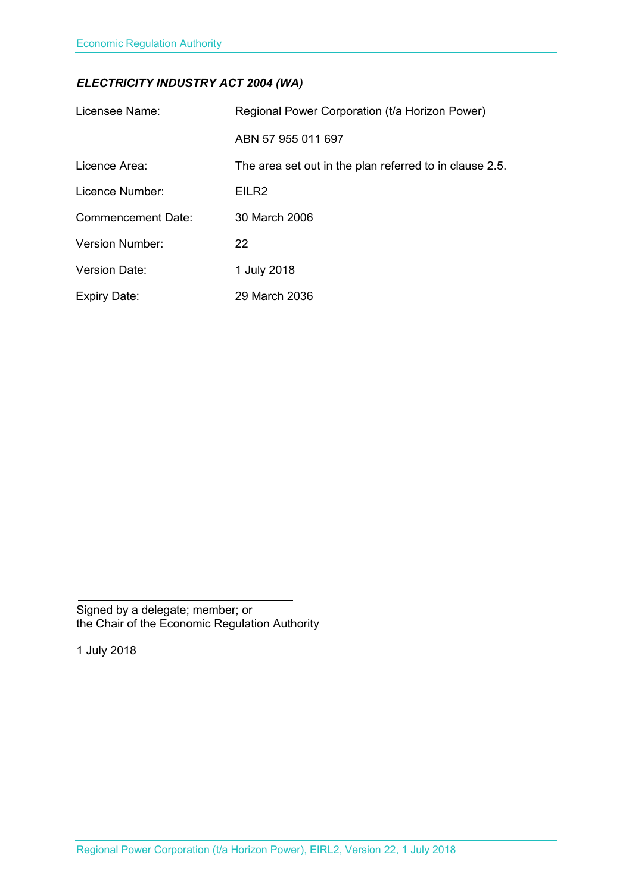***ELECTRICITY INDUSTRY ACT 2004 (WA)***

| | |
|---|---|
| Licensee Name: | Regional Power Corporation (t/a Horizon Power) |
| | ABN 57 955 011 697 |
| Licence Area: | The area set out in the plan referred to in clause 2.5. |
| Licence Number: | EILR2 |
| Commencement Date: | 30 March 2006 |
| Version Number: | 22 |
| Version Date: | 1 July 2018 |
| Expiry Date: | 29 March 2036 |

Signed by a delegate; member; or
the Chair of the Economic Regulation Authority

1 July 2018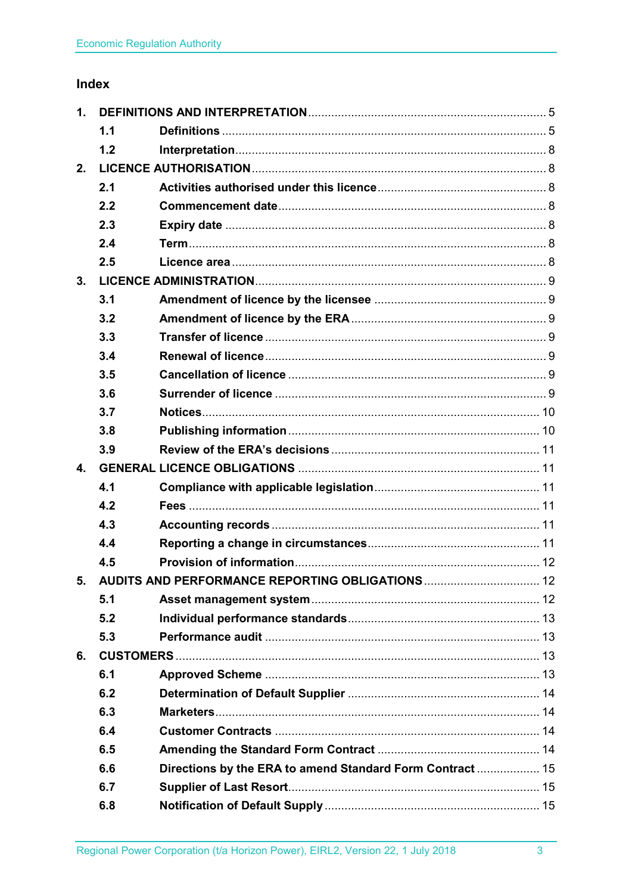## Index

| | | | |
|---|---|---|---|
| **1.** | **DEFINITIONS AND INTERPRETATION** | | 5 |
| | **1.1** | **Definitions** | 5 |
| | **1.2** | **Interpretation** | 8 |
| **2.** | **LICENCE AUTHORISATION** | | 8 |
| | **2.1** | **Activities authorised under this licence** | 8 |
| | **2.2** | **Commencement date** | 8 |
| | **2.3** | **Expiry date** | 8 |
| | **2.4** | **Term** | 8 |
| | **2.5** | **Licence area** | 8 |
| **3.** | **LICENCE ADMINISTRATION** | | 9 |
| | **3.1** | **Amendment of licence by the licensee** | 9 |
| | **3.2** | **Amendment of licence by the ERA** | 9 |
| | **3.3** | **Transfer of licence** | 9 |
| | **3.4** | **Renewal of licence** | 9 |
| | **3.5** | **Cancellation of licence** | 9 |
| | **3.6** | **Surrender of licence** | 9 |
| | **3.7** | **Notices** | 10 |
| | **3.8** | **Publishing information** | 10 |
| | **3.9** | **Review of the ERA's decisions** | 11 |
| **4.** | **GENERAL LICENCE OBLIGATIONS** | | 11 |
| | **4.1** | **Compliance with applicable legislation** | 11 |
| | **4.2** | **Fees** | 11 |
| | **4.3** | **Accounting records** | 11 |
| | **4.4** | **Reporting a change in circumstances** | 11 |
| | **4.5** | **Provision of information** | 12 |
| **5.** | **AUDITS AND PERFORMANCE REPORTING OBLIGATIONS** | | 12 |
| | **5.1** | **Asset management system** | 12 |
| | **5.2** | **Individual performance standards** | 13 |
| | **5.3** | **Performance audit** | 13 |
| **6.** | **CUSTOMERS** | | 13 |
| | **6.1** | **Approved Scheme** | 13 |
| | **6.2** | **Determination of Default Supplier** | 14 |
| | **6.3** | **Marketers** | 14 |
| | **6.4** | **Customer Contracts** | 14 |
| | **6.5** | **Amending the Standard Form Contract** | 14 |
| | **6.6** | **Directions by the ERA to amend Standard Form Contract** | 15 |
| | **6.7** | **Supplier of Last Resort** | 15 |
| | **6.8** | **Notification of Default Supply** | 15 |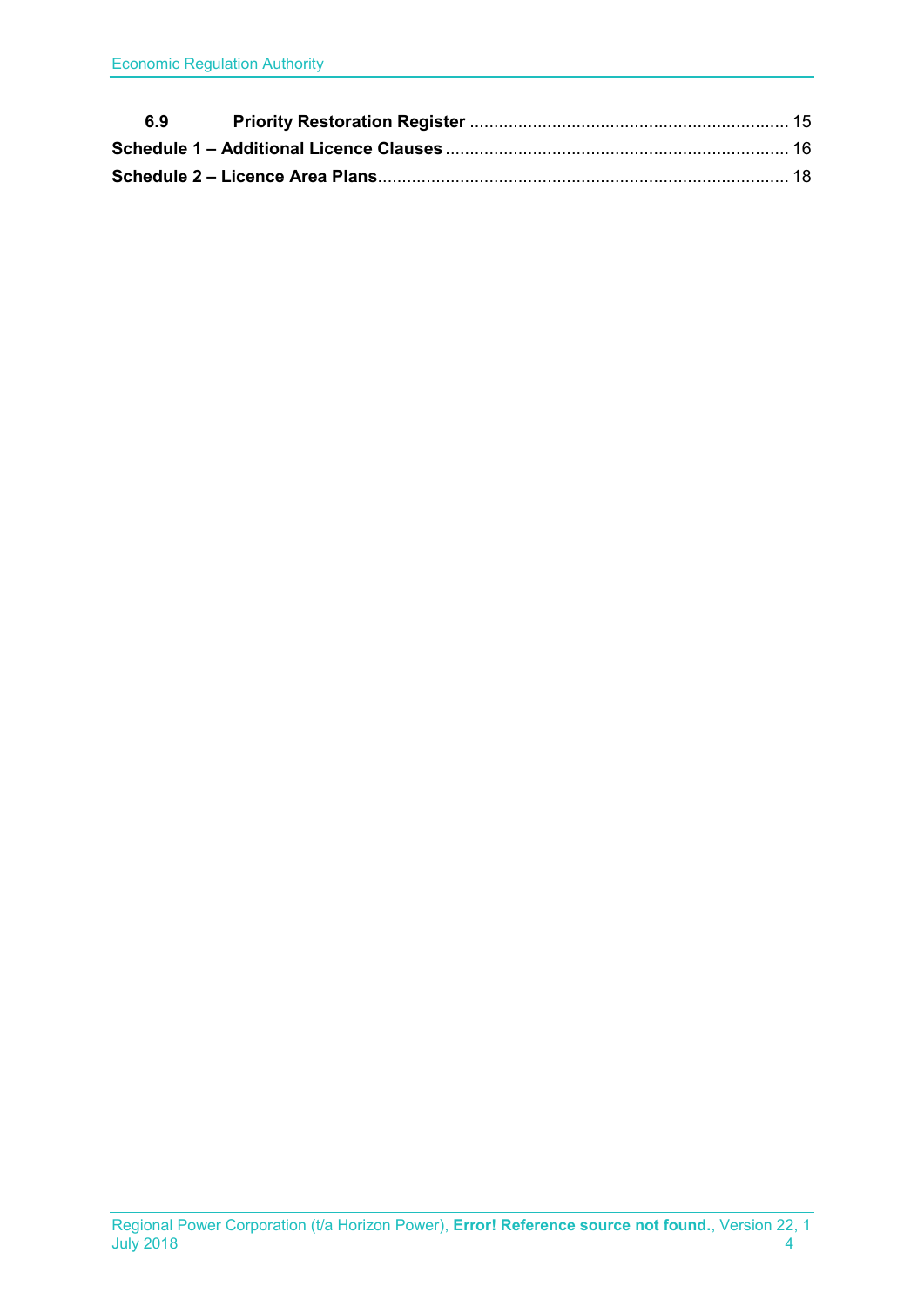**6.9 Priority Restoration Register** ........................................................................ 15

**Schedule 1 – Additional Licence Clauses** ......................................................................... 16

**Schedule 2 – Licence Area Plans**..................................................................................... 18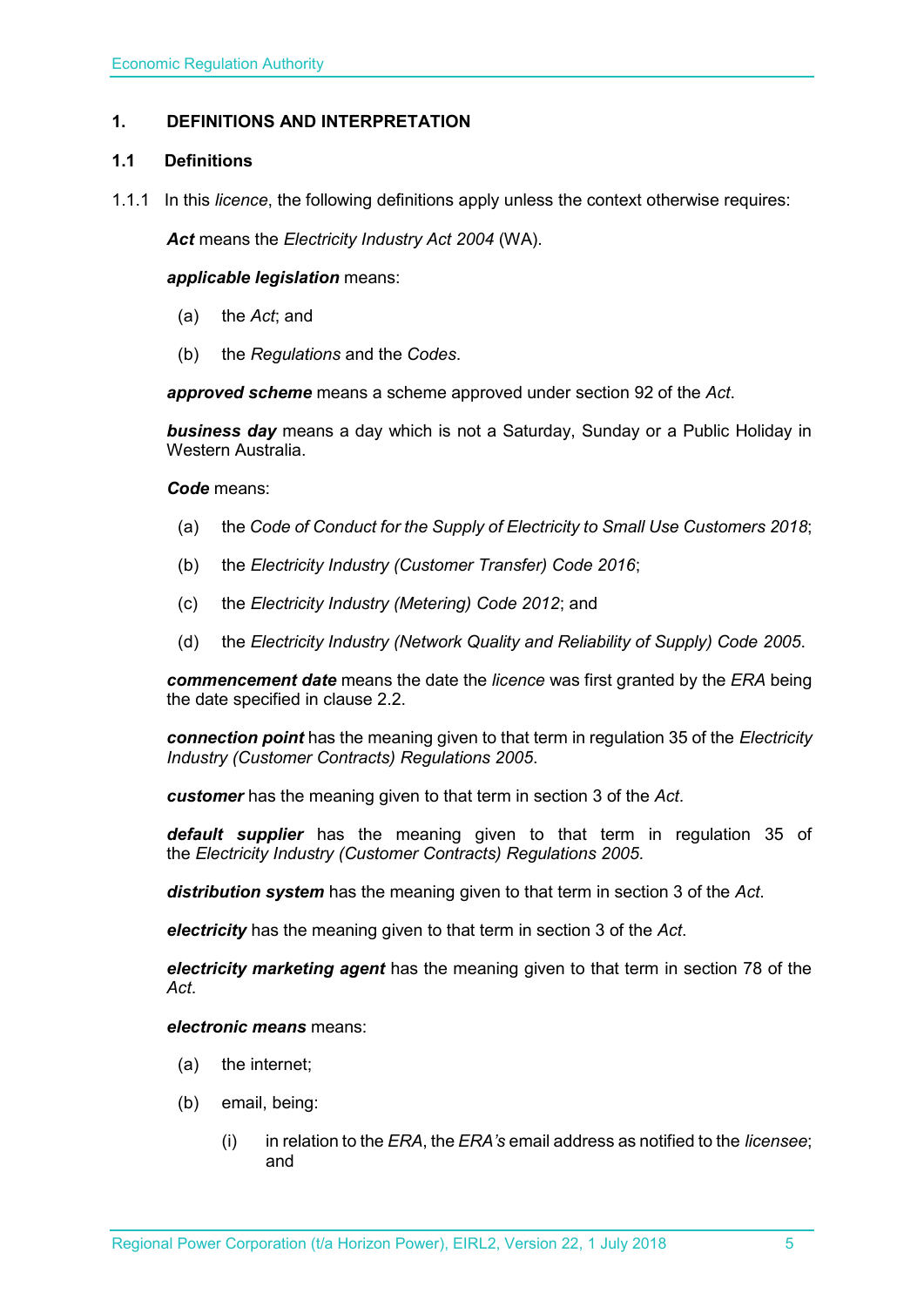# 1. DEFINITIONS AND INTERPRETATION

## 1.1 Definitions

1.1.1 In this *licence*, the following definitions apply unless the context otherwise requires:

***Act*** means the *Electricity Industry Act 2004* (WA).

***applicable legislation*** means:

(a) the *Act*; and

(b) the *Regulations* and the *Codes*.

***approved scheme*** means a scheme approved under section 92 of the *Act*.

***business day*** means a day which is not a Saturday, Sunday or a Public Holiday in Western Australia.

***Code*** means:

(a) the *Code of Conduct for the Supply of Electricity to Small Use Customers 2018*;

(b) the *Electricity Industry (Customer Transfer) Code 2016*;

(c) the *Electricity Industry (Metering) Code 2012*; and

(d) the *Electricity Industry (Network Quality and Reliability of Supply) Code 2005*.

***commencement date*** means the date the *licence* was first granted by the *ERA* being the date specified in clause 2.2.

***connection point*** has the meaning given to that term in regulation 35 of the *Electricity Industry (Customer Contracts) Regulations 2005*.

***customer*** has the meaning given to that term in section 3 of the *Act*.

***default supplier*** has the meaning given to that term in regulation 35 of the *Electricity Industry (Customer Contracts) Regulations 2005.*

***distribution system*** has the meaning given to that term in section 3 of the *Act*.

***electricity*** has the meaning given to that term in section 3 of the *Act*.

***electricity marketing agent*** has the meaning given to that term in section 78 of the *Act*.

***electronic means*** means:

(a) the internet;

(b) email, being:

   (i) in relation to the *ERA*, the *ERA's* email address as notified to the *licensee*; and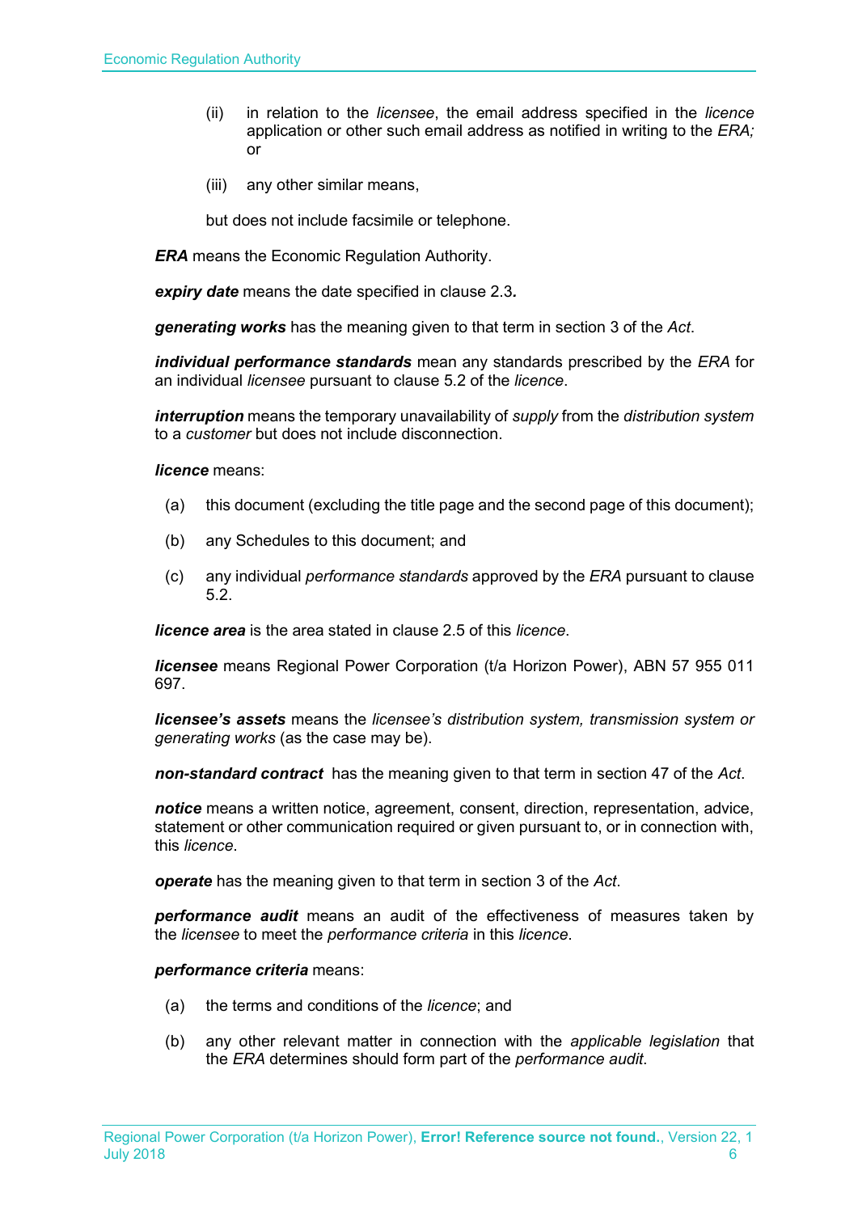(ii) in relation to the *licensee*, the email address specified in the *licence* application or other such email address as notified in writing to the *ERA;* or

(iii) any other similar means,

but does not include facsimile or telephone.

***ERA*** means the Economic Regulation Authority.

***expiry date*** means the date specified in clause 2.3**.**

***generating works*** has the meaning given to that term in section 3 of the *Act*.

***individual performance standards*** mean any standards prescribed by the *ERA* for an individual *licensee* pursuant to clause 5.2 of the *licence*.

***interruption*** means the temporary unavailability of *supply* from the *distribution system* to a *customer* but does not include disconnection.

***licence*** means:

(a) this document (excluding the title page and the second page of this document);

(b) any Schedules to this document; and

(c) any individual *performance standards* approved by the *ERA* pursuant to clause 5.2.

***licence area*** is the area stated in clause 2.5 of this *licence*.

***licensee*** means Regional Power Corporation (t/a Horizon Power), ABN 57 955 011 697.

***licensee's assets*** means the *licensee's distribution system, transmission system or generating works* (as the case may be).

***non-standard contract*** has the meaning given to that term in section 47 of the *Act*.

***notice*** means a written notice, agreement, consent, direction, representation, advice, statement or other communication required or given pursuant to, or in connection with, this *licence*.

***operate*** has the meaning given to that term in section 3 of the *Act*.

***performance audit*** means an audit of the effectiveness of measures taken by the *licensee* to meet the *performance criteria* in this *licence*.

***performance criteria*** means:

(a) the terms and conditions of the *licence*; and

(b) any other relevant matter in connection with the *applicable legislation* that the *ERA* determines should form part of the *performance audit*.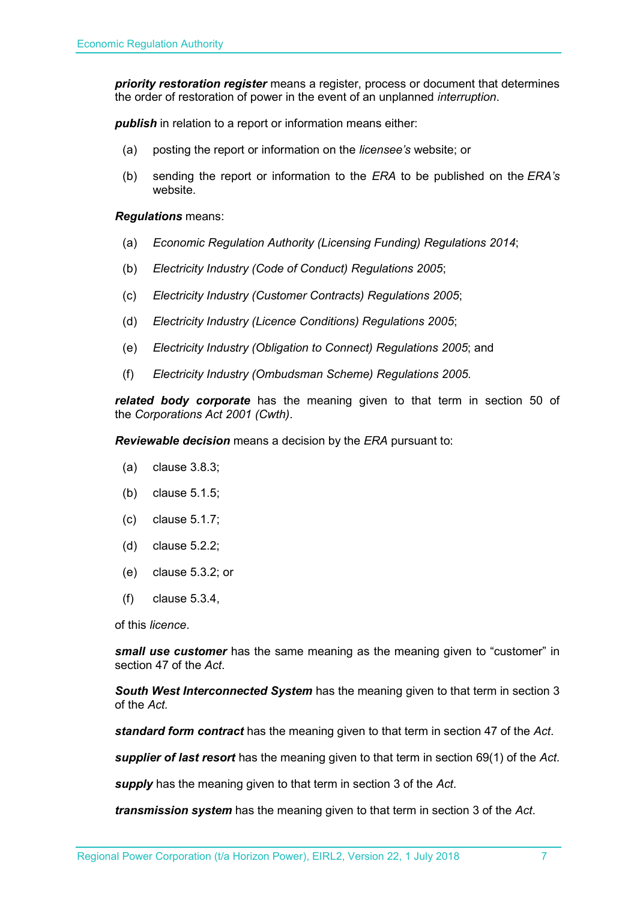***priority restoration register*** means a register, process or document that determines the order of restoration of power in the event of an unplanned *interruption*.

***publish*** in relation to a report or information means either:

(a) posting the report or information on the *licensee's* website; or

(b) sending the report or information to the *ERA* to be published on the *ERA's* website.

***Regulations*** means:

(a) *Economic Regulation Authority (Licensing Funding) Regulations 2014*;

(b) *Electricity Industry (Code of Conduct) Regulations 2005*;

(c) *Electricity Industry (Customer Contracts) Regulations 2005*;

(d) *Electricity Industry (Licence Conditions) Regulations 2005*;

(e) *Electricity Industry (Obligation to Connect) Regulations 2005*; and

(f) *Electricity Industry (Ombudsman Scheme) Regulations 2005.*

***related body corporate*** has the meaning given to that term in section 50 of the *Corporations Act 2001 (Cwth)*.

***Reviewable decision*** means a decision by the *ERA* pursuant to:

(a) clause 3.8.3;

(b) clause 5.1.5;

(c) clause 5.1.7;

(d) clause 5.2.2;

(e) clause 5.3.2; or

(f) clause 5.3.4,

of this *licence*.

***small use customer*** has the same meaning as the meaning given to "customer" in section 47 of the *Act*.

***South West Interconnected System*** has the meaning given to that term in section 3 of the *Act.*

***standard form contract*** has the meaning given to that term in section 47 of the *Act*.

***supplier of last resort*** has the meaning given to that term in section 69(1) of the *Act*.

***supply*** has the meaning given to that term in section 3 of the *Act*.

***transmission system*** has the meaning given to that term in section 3 of the *Act*.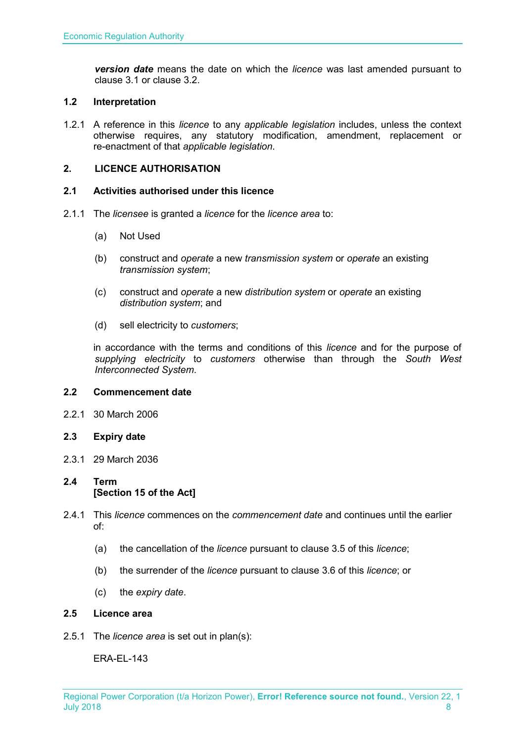***version date*** means the date on which the *licence* was last amended pursuant to clause 3.1 or clause 3.2.

### 1.2 Interpretation

1.2.1 A reference in this *licence* to any *applicable legislation* includes, unless the context otherwise requires, any statutory modification, amendment, replacement or re-enactment of that *applicable legislation*.

## 2. LICENCE AUTHORISATION

### 2.1 Activities authorised under this licence

2.1.1 The *licensee* is granted a *licence* for the *licence area* to:

(a) Not Used

(b) construct and *operate* a new *transmission system* or *operate* an existing *transmission system*;

(c) construct and *operate* a new *distribution system* or *operate* an existing *distribution system*; and

(d) sell electricity to *customers*;

in accordance with the terms and conditions of this *licence* and for the purpose of *supplying electricity* to *customers* otherwise than through the *South West Interconnected System*.

### 2.2 Commencement date

2.2.1 30 March 2006

### 2.3 Expiry date

2.3.1 29 March 2036

### 2.4 Term
**[Section 15 of the Act]**

2.4.1 This *licence* commences on the *commencement date* and continues until the earlier of:

(a) the cancellation of the *licence* pursuant to clause 3.5 of this *licence*;

(b) the surrender of the *licence* pursuant to clause 3.6 of this *licence*; or

(c) the *expiry date*.

### 2.5 Licence area

2.5.1 The *licence area* is set out in plan(s):

ERA-EL-143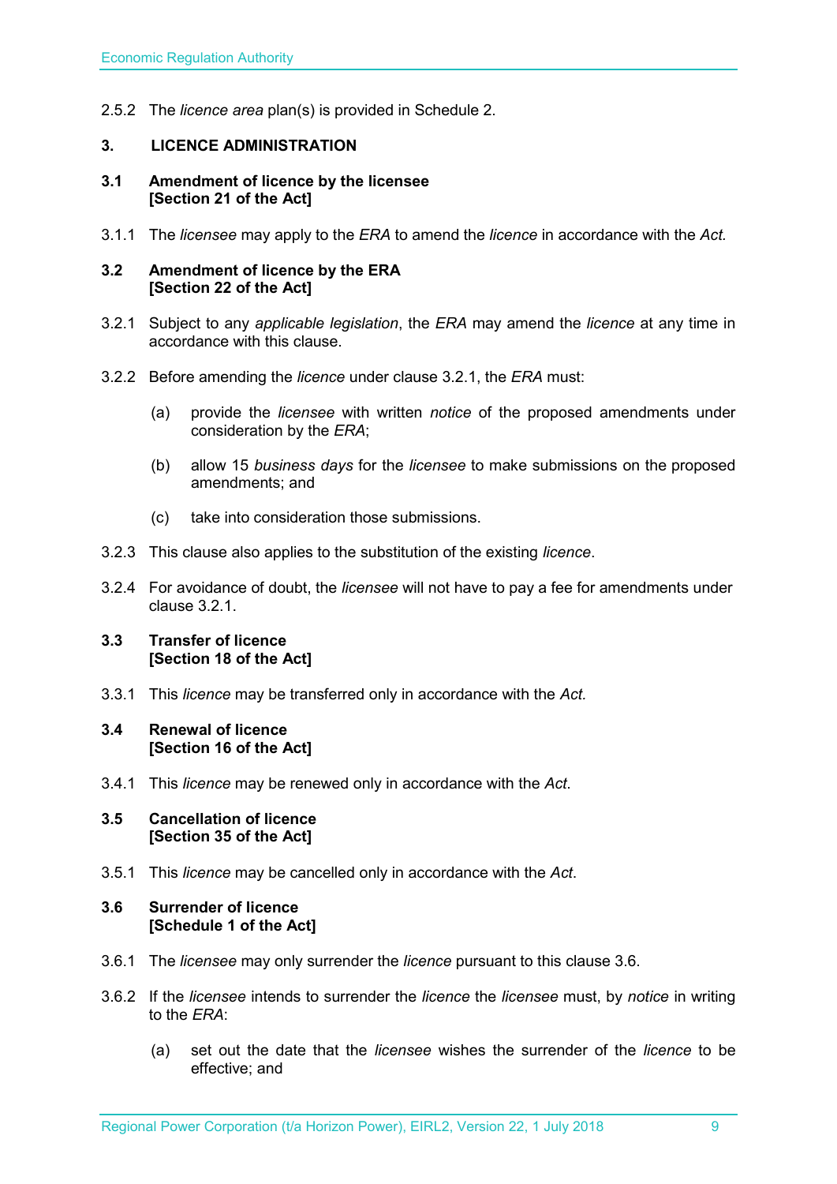2.5.2 The *licence area* plan(s) is provided in Schedule 2.

## 3. LICENCE ADMINISTRATION

### 3.1 Amendment of licence by the licensee [Section 21 of the Act]

3.1.1 The *licensee* may apply to the *ERA* to amend the *licence* in accordance with the *Act.*

### 3.2 Amendment of licence by the ERA [Section 22 of the Act]

3.2.1 Subject to any *applicable legislation*, the *ERA* may amend the *licence* at any time in accordance with this clause.

3.2.2 Before amending the *licence* under clause 3.2.1, the *ERA* must:

(a) provide the *licensee* with written *notice* of the proposed amendments under consideration by the *ERA*;

(b) allow 15 *business days* for the *licensee* to make submissions on the proposed amendments; and

(c) take into consideration those submissions.

3.2.3 This clause also applies to the substitution of the existing *licence*.

3.2.4 For avoidance of doubt, the *licensee* will not have to pay a fee for amendments under clause 3.2.1.

### 3.3 Transfer of licence [Section 18 of the Act]

3.3.1 This *licence* may be transferred only in accordance with the *Act.*

### 3.4 Renewal of licence [Section 16 of the Act]

3.4.1 This *licence* may be renewed only in accordance with the *Act*.

### 3.5 Cancellation of licence [Section 35 of the Act]

3.5.1 This *licence* may be cancelled only in accordance with the *Act*.

### 3.6 Surrender of licence [Schedule 1 of the Act]

3.6.1 The *licensee* may only surrender the *licence* pursuant to this clause 3.6.

3.6.2 If the *licensee* intends to surrender the *licence* the *licensee* must, by *notice* in writing to the *ERA*:

(a) set out the date that the *licensee* wishes the surrender of the *licence* to be effective; and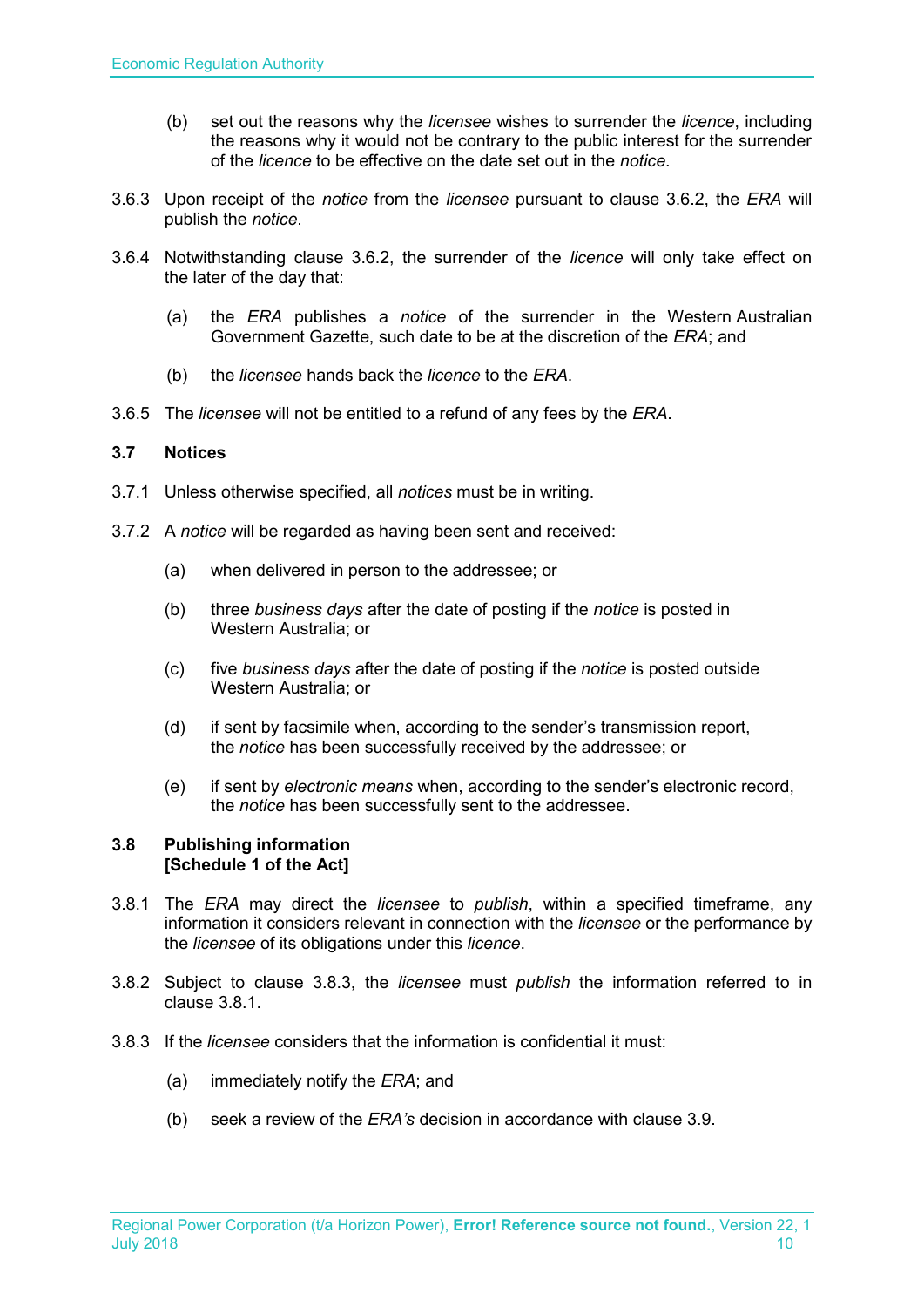(b) set out the reasons why the *licensee* wishes to surrender the *licence*, including the reasons why it would not be contrary to the public interest for the surrender of the *licence* to be effective on the date set out in the *notice*.

3.6.3 Upon receipt of the *notice* from the *licensee* pursuant to clause 3.6.2, the *ERA* will publish the *notice*.

3.6.4 Notwithstanding clause 3.6.2, the surrender of the *licence* will only take effect on the later of the day that:

(a) the *ERA* publishes a *notice* of the surrender in the Western Australian Government Gazette, such date to be at the discretion of the *ERA*; and

(b) the *licensee* hands back the *licence* to the *ERA*.

3.6.5 The *licensee* will not be entitled to a refund of any fees by the *ERA*.

### 3.7 Notices

3.7.1 Unless otherwise specified, all *notices* must be in writing.

3.7.2 A *notice* will be regarded as having been sent and received:

(a) when delivered in person to the addressee; or

(b) three *business days* after the date of posting if the *notice* is posted in Western Australia; or

(c) five *business days* after the date of posting if the *notice* is posted outside Western Australia; or

(d) if sent by facsimile when, according to the sender's transmission report, the *notice* has been successfully received by the addressee; or

(e) if sent by *electronic means* when, according to the sender's electronic record, the *notice* has been successfully sent to the addressee.

### 3.8 Publishing information [Schedule 1 of the Act]

3.8.1 The *ERA* may direct the *licensee* to *publish*, within a specified timeframe, any information it considers relevant in connection with the *licensee* or the performance by the *licensee* of its obligations under this *licence*.

3.8.2 Subject to clause 3.8.3, the *licensee* must *publish* the information referred to in clause 3.8.1.

3.8.3 If the *licensee* considers that the information is confidential it must:

(a) immediately notify the *ERA*; and

(b) seek a review of the *ERA's* decision in accordance with clause 3.9.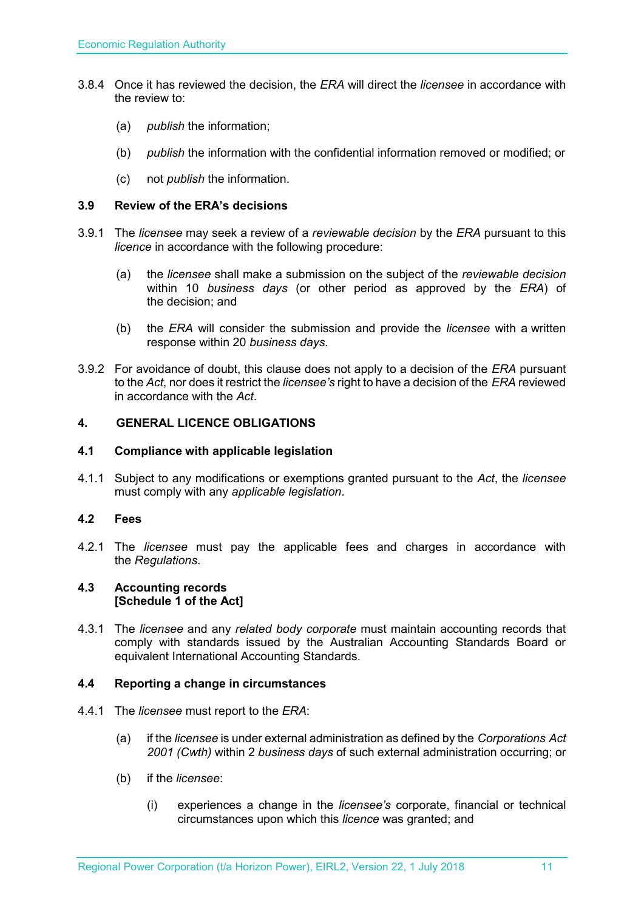3.8.4 Once it has reviewed the decision, the *ERA* will direct the *licensee* in accordance with the review to:

(a) *publish* the information;

(b) *publish* the information with the confidential information removed or modified; or

(c) not *publish* the information.

### 3.9 Review of the ERA's decisions

3.9.1 The *licensee* may seek a review of a *reviewable decision* by the *ERA* pursuant to this *licence* in accordance with the following procedure:

(a) the *licensee* shall make a submission on the subject of the *reviewable decision* within 10 *business days* (or other period as approved by the *ERA*) of the decision; and

(b) the *ERA* will consider the submission and provide the *licensee* with a written response within 20 *business days*.

3.9.2 For avoidance of doubt, this clause does not apply to a decision of the *ERA* pursuant to the *Act*, nor does it restrict the *licensee's* right to have a decision of the *ERA* reviewed in accordance with the *Act*.

## 4. GENERAL LICENCE OBLIGATIONS

### 4.1 Compliance with applicable legislation

4.1.1 Subject to any modifications or exemptions granted pursuant to the *Act*, the *licensee* must comply with any *applicable legislation*.

### 4.2 Fees

4.2.1 The *licensee* must pay the applicable fees and charges in accordance with the *Regulations*.

### 4.3 Accounting records [Schedule 1 of the Act]

4.3.1 The *licensee* and any *related body corporate* must maintain accounting records that comply with standards issued by the Australian Accounting Standards Board or equivalent International Accounting Standards.

### 4.4 Reporting a change in circumstances

4.4.1 The *licensee* must report to the *ERA*:

(a) if the *licensee* is under external administration as defined by the *Corporations Act 2001 (Cwth)* within 2 *business days* of such external administration occurring; or

(b) if the *licensee*:

(i) experiences a change in the *licensee's* corporate, financial or technical circumstances upon which this *licence* was granted; and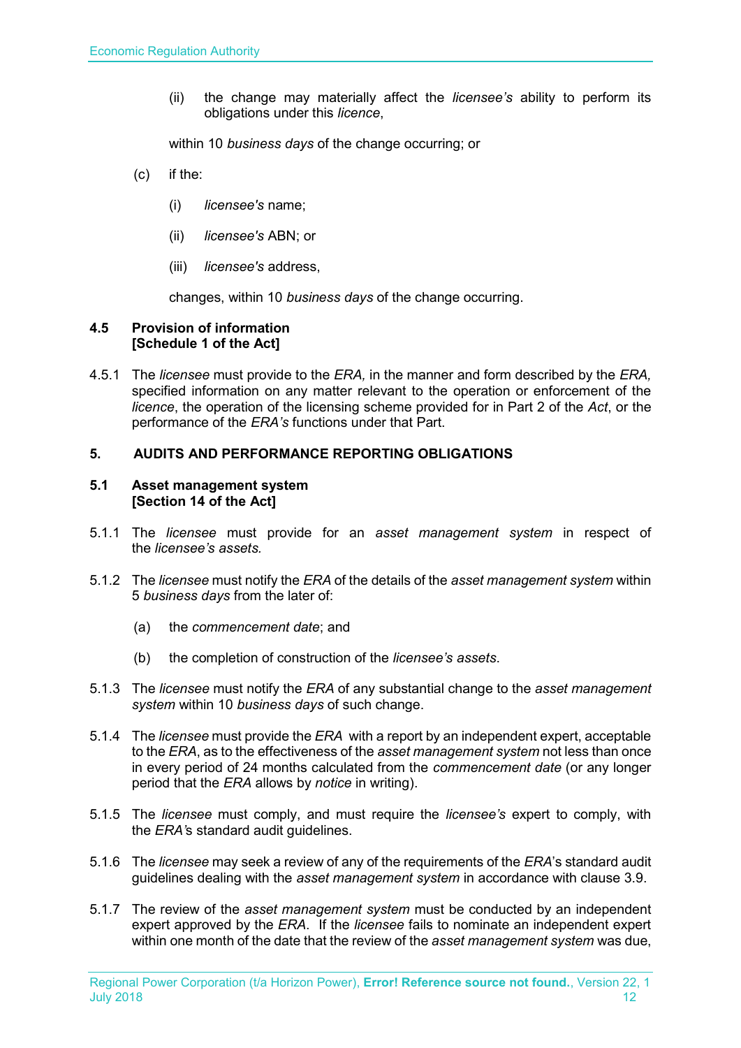(ii) the change may materially affect the *licensee's* ability to perform its obligations under this *licence*,

within 10 *business days* of the change occurring; or

(c) if the:

(i) *licensee's* name;

(ii) *licensee's* ABN; or

(iii) *licensee's* address,

changes, within 10 *business days* of the change occurring.

### 4.5 Provision of information [Schedule 1 of the Act]

4.5.1 The *licensee* must provide to the *ERA,* in the manner and form described by the *ERA,* specified information on any matter relevant to the operation or enforcement of the *licence*, the operation of the licensing scheme provided for in Part 2 of the *Act*, or the performance of the *ERA's* functions under that Part.

## 5. AUDITS AND PERFORMANCE REPORTING OBLIGATIONS

### 5.1 Asset management system [Section 14 of the Act]

5.1.1 The *licensee* must provide for an *asset management system* in respect of the *licensee's assets.*

5.1.2 The *licensee* must notify the *ERA* of the details of the *asset management system* within 5 *business days* from the later of:

(a) the *commencement date*; and

(b) the completion of construction of the *licensee's assets*.

5.1.3 The *licensee* must notify the *ERA* of any substantial change to the *asset management system* within 10 *business days* of such change.

5.1.4 The *licensee* must provide the *ERA* with a report by an independent expert, acceptable to the *ERA*, as to the effectiveness of the *asset management system* not less than once in every period of 24 months calculated from the *commencement date* (or any longer period that the *ERA* allows by *notice* in writing).

5.1.5 The *licensee* must comply, and must require the *licensee's* expert to comply, with the *ERA'*s standard audit guidelines.

5.1.6 The *licensee* may seek a review of any of the requirements of the *ERA*'s standard audit guidelines dealing with the *asset management system* in accordance with clause 3.9.

5.1.7 The review of the *asset management system* must be conducted by an independent expert approved by the *ERA*. If the *licensee* fails to nominate an independent expert within one month of the date that the review of the *asset management system* was due,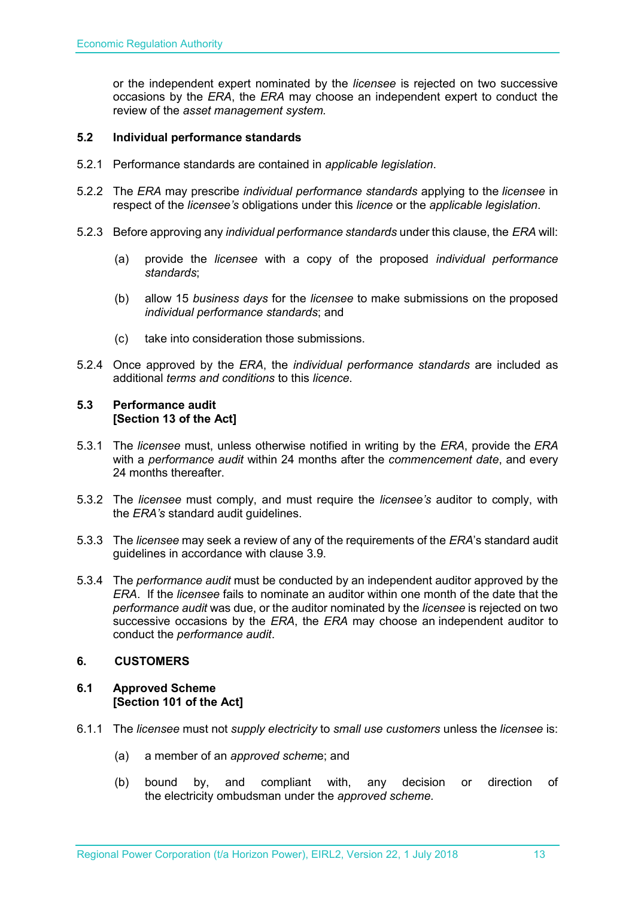or the independent expert nominated by the *licensee* is rejected on two successive occasions by the *ERA*, the *ERA* may choose an independent expert to conduct the review of the *asset management system.*

### 5.2 Individual performance standards

5.2.1 Performance standards are contained in *applicable legislation*.

5.2.2 The *ERA* may prescribe *individual performance standards* applying to the *licensee* in respect of the *licensee's* obligations under this *licence* or the *applicable legislation*.

5.2.3 Before approving any *individual performance standards* under this clause, the *ERA* will:

(a) provide the *licensee* with a copy of the proposed *individual performance standards*;

(b) allow 15 *business days* for the *licensee* to make submissions on the proposed *individual performance standards*; and

(c) take into consideration those submissions.

5.2.4 Once approved by the *ERA*, the *individual performance standards* are included as additional *terms and conditions* to this *licence*.

### 5.3 Performance audit
**[Section 13 of the Act]**

5.3.1 The *licensee* must, unless otherwise notified in writing by the *ERA*, provide the *ERA* with a *performance audit* within 24 months after the *commencement date*, and every 24 months thereafter.

5.3.2 The *licensee* must comply, and must require the *licensee's* auditor to comply, with the *ERA's* standard audit guidelines.

5.3.3 The *licensee* may seek a review of any of the requirements of the *ERA*'s standard audit guidelines in accordance with clause 3.9.

5.3.4 The *performance audit* must be conducted by an independent auditor approved by the *ERA*. If the *licensee* fails to nominate an auditor within one month of the date that the *performance audit* was due, or the auditor nominated by the *licensee* is rejected on two successive occasions by the *ERA*, the *ERA* may choose an independent auditor to conduct the *performance audit*.

## 6. CUSTOMERS

### 6.1 Approved Scheme
**[Section 101 of the Act]**

6.1.1 The *licensee* must not *supply electricity* to *small use customers* unless the *licensee* is:

(a) a member of an *approved scheme*; and

(b) bound by, and compliant with, any decision or direction of the electricity ombudsman under the *approved scheme.*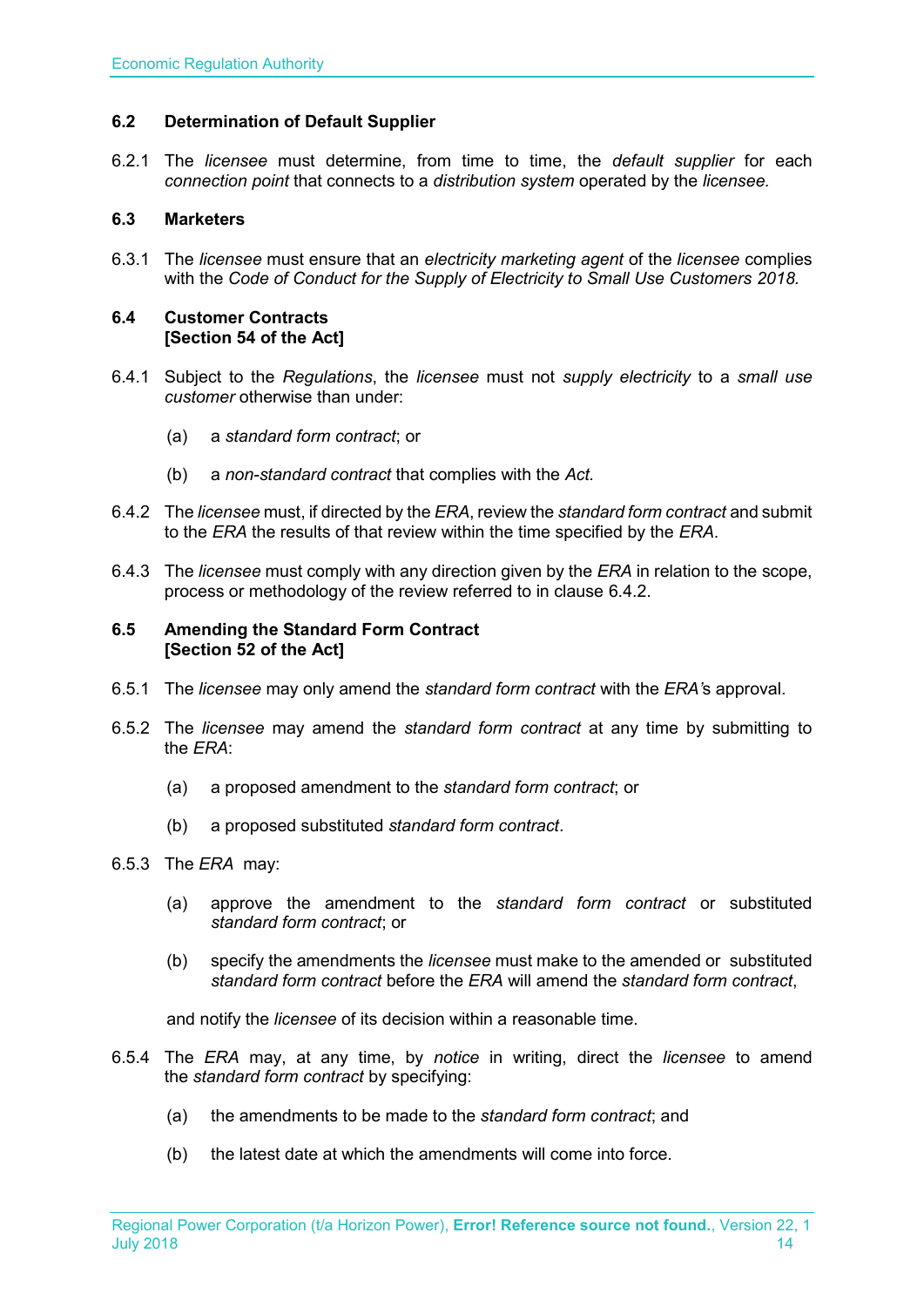### 6.2 Determination of Default Supplier

6.2.1 The *licensee* must determine, from time to time, the *default supplier* for each *connection point* that connects to a *distribution system* operated by the *licensee.*

### 6.3 Marketers

6.3.1 The *licensee* must ensure that an *electricity marketing agent* of the *licensee* complies with the *Code of Conduct for the Supply of Electricity to Small Use Customers 2018.*

### 6.4 Customer Contracts
**[Section 54 of the Act]**

6.4.1 Subject to the *Regulations*, the *licensee* must not *supply electricity* to a *small use customer* otherwise than under:

(a) a *standard form contract*; or

(b) a *non-standard contract* that complies with the *Act.*

6.4.2 The *licensee* must, if directed by the *ERA*, review the *standard form contract* and submit to the *ERA* the results of that review within the time specified by the *ERA*.

6.4.3 The *licensee* must comply with any direction given by the *ERA* in relation to the scope, process or methodology of the review referred to in clause 6.4.2.

### 6.5 Amending the Standard Form Contract
**[Section 52 of the Act]**

6.5.1 The *licensee* may only amend the *standard form contract* with the *ERA's* approval.

6.5.2 The *licensee* may amend the *standard form contract* at any time by submitting to the *ERA*:

(a) a proposed amendment to the *standard form contract*; or

(b) a proposed substituted *standard form contract*.

6.5.3 The *ERA* may:

(a) approve the amendment to the *standard form contract* or substituted *standard form contract*; or

(b) specify the amendments the *licensee* must make to the amended or substituted *standard form contract* before the *ERA* will amend the *standard form contract*,

and notify the *licensee* of its decision within a reasonable time.

6.5.4 The *ERA* may, at any time, by *notice* in writing, direct the *licensee* to amend the *standard form contract* by specifying:

(a) the amendments to be made to the *standard form contract*; and

(b) the latest date at which the amendments will come into force.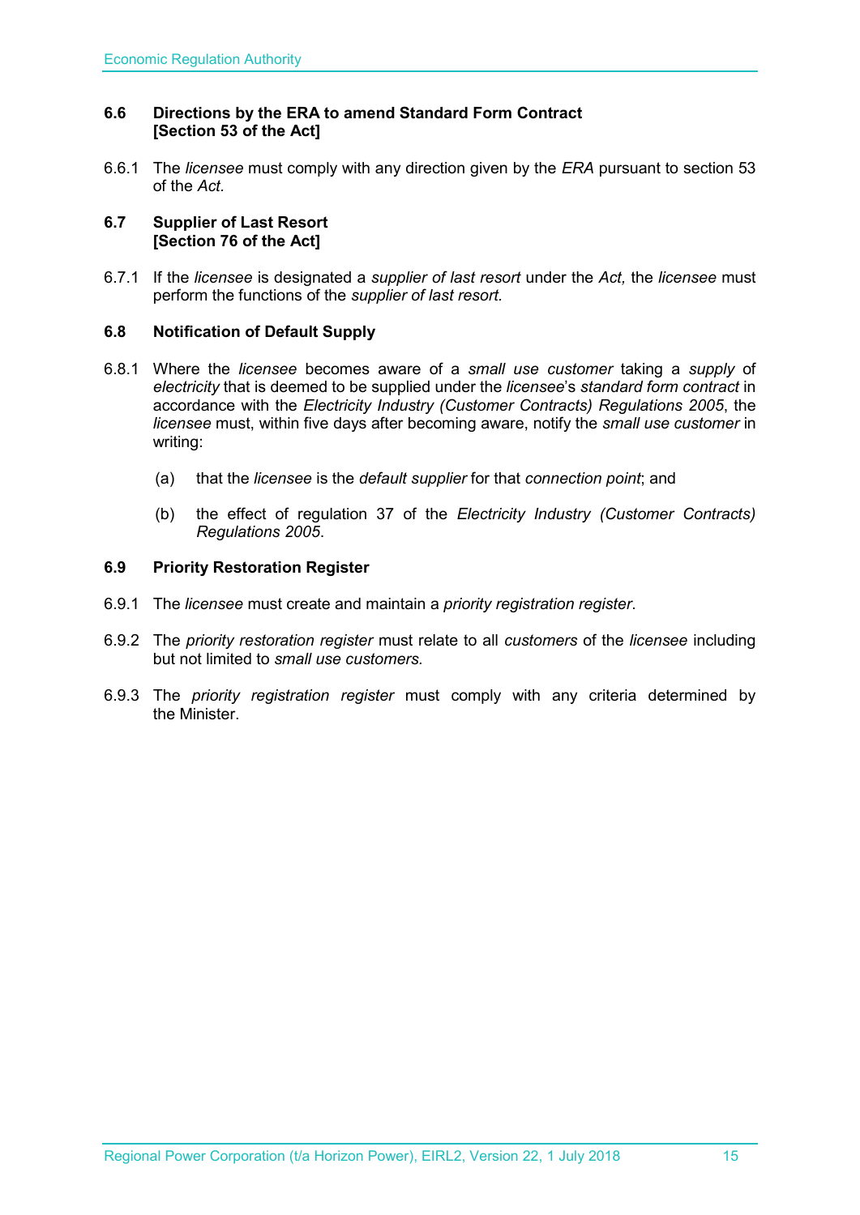### 6.6 Directions by the ERA to amend Standard Form Contract [Section 53 of the Act]

6.6.1 The *licensee* must comply with any direction given by the *ERA* pursuant to section 53 of the *Act*.

### 6.7 Supplier of Last Resort [Section 76 of the Act]

6.7.1 If the *licensee* is designated a *supplier of last resort* under the *Act,* the *licensee* must perform the functions of the *supplier of last resort.*

### 6.8 Notification of Default Supply

6.8.1 Where the *licensee* becomes aware of a *small use customer* taking a *supply* of *electricity* that is deemed to be supplied under the *licensee*'s *standard form contract* in accordance with the *Electricity Industry (Customer Contracts) Regulations 2005*, the *licensee* must, within five days after becoming aware, notify the *small use customer* in writing:

(a) that the *licensee* is the *default supplier* for that *connection point*; and

(b) the effect of regulation 37 of the *Electricity Industry (Customer Contracts) Regulations 2005*.

### 6.9 Priority Restoration Register

6.9.1 The *licensee* must create and maintain a *priority registration register*.

6.9.2 The *priority restoration register* must relate to all *customers* of the *licensee* including but not limited to *small use customers.*

6.9.3 The *priority registration register* must comply with any criteria determined by the Minister.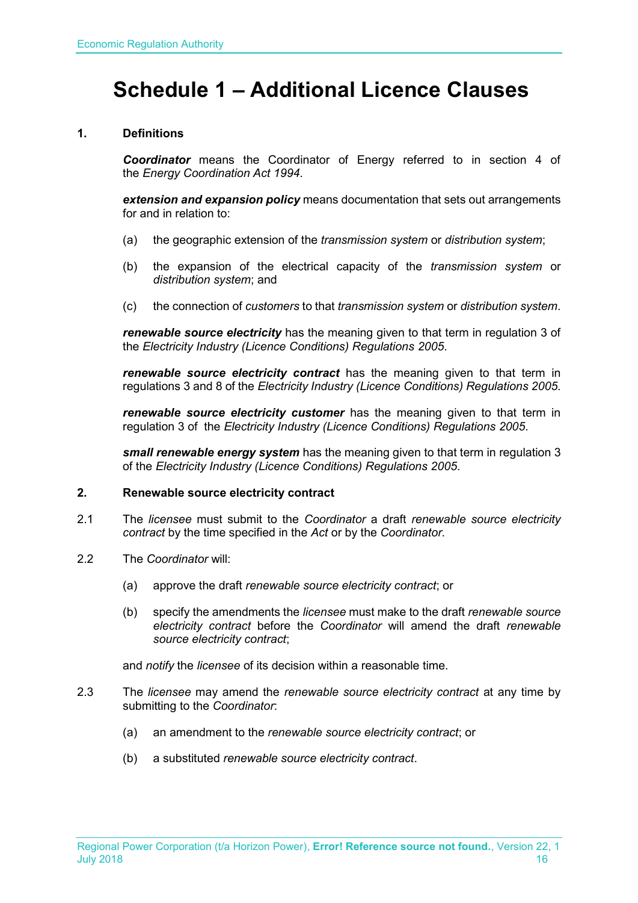# Schedule 1 – Additional Licence Clauses

## 1. Definitions

***Coordinator*** means the Coordinator of Energy referred to in section 4 of the *Energy Coordination Act 1994*.

***extension and expansion policy*** means documentation that sets out arrangements for and in relation to:

(a) the geographic extension of the *transmission system* or *distribution system*;

(b) the expansion of the electrical capacity of the *transmission system* or *distribution system*; and

(c) the connection of *customers* to that *transmission system* or *distribution system*.

***renewable source electricity*** has the meaning given to that term in regulation 3 of the *Electricity Industry (Licence Conditions) Regulations 2005*.

***renewable source electricity contract*** has the meaning given to that term in regulations 3 and 8 of the *Electricity Industry (Licence Conditions) Regulations 2005*.

***renewable source electricity customer*** has the meaning given to that term in regulation 3 of the *Electricity Industry (Licence Conditions) Regulations 2005*.

***small renewable energy system*** has the meaning given to that term in regulation 3 of the *Electricity Industry (Licence Conditions) Regulations 2005*.

## 2. Renewable source electricity contract

2.1 The *licensee* must submit to the *Coordinator* a draft *renewable source electricity contract* by the time specified in the *Act* or by the *Coordinator*.

2.2 The *Coordinator* will:

(a) approve the draft *renewable source electricity contract*; or

(b) specify the amendments the *licensee* must make to the draft *renewable source electricity contract* before the *Coordinator* will amend the draft *renewable source electricity contract*;

and *notify* the *licensee* of its decision within a reasonable time.

2.3 The *licensee* may amend the *renewable source electricity contract* at any time by submitting to the *Coordinator*:

(a) an amendment to the *renewable source electricity contract*; or

(b) a substituted *renewable source electricity contract*.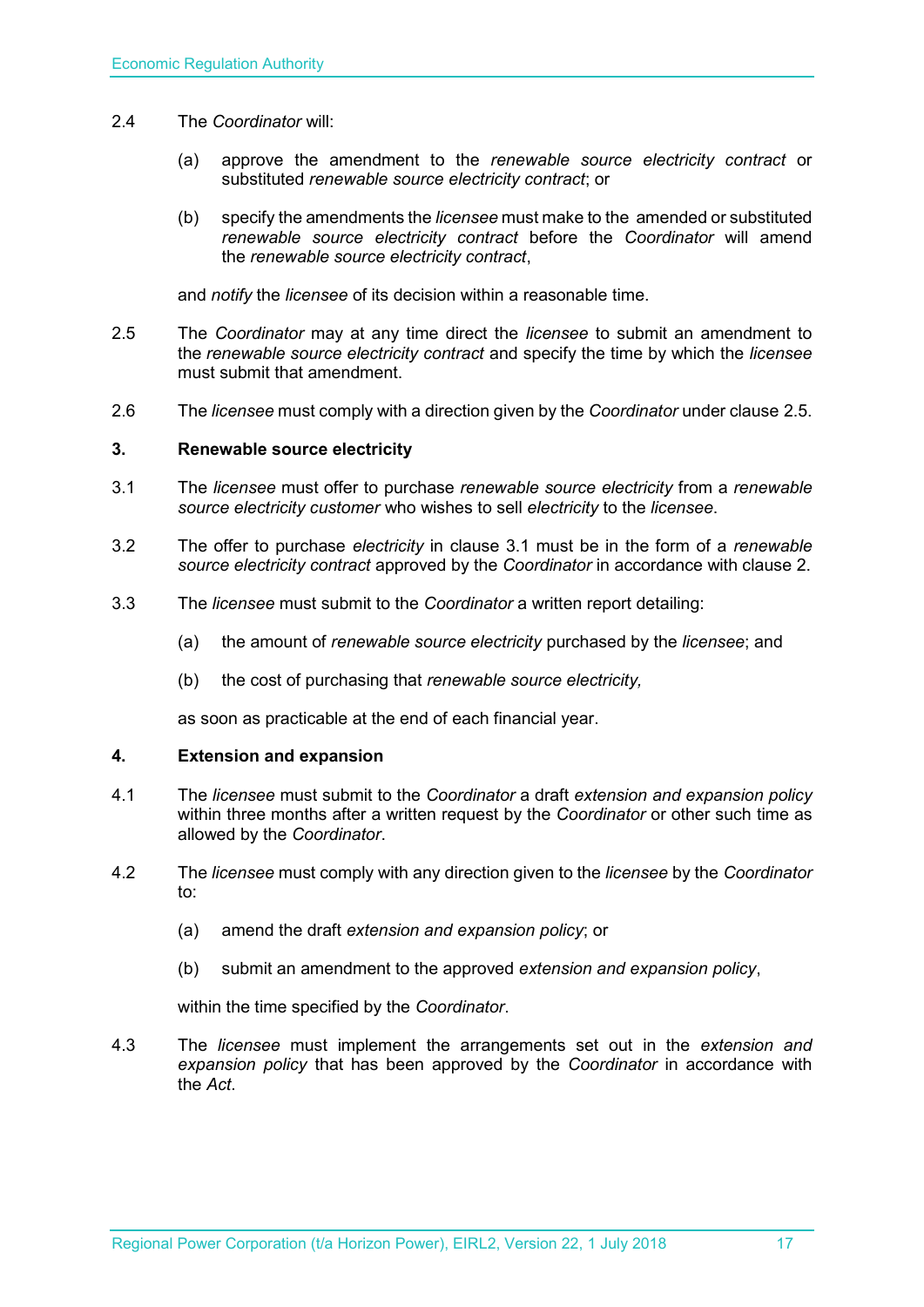2.4 The *Coordinator* will:

(a) approve the amendment to the *renewable source electricity contract* or substituted *renewable source electricity contract*; or

(b) specify the amendments the *licensee* must make to the amended or substituted *renewable source electricity contract* before the *Coordinator* will amend the *renewable source electricity contract*,

and *notify* the *licensee* of its decision within a reasonable time.

2.5 The *Coordinator* may at any time direct the *licensee* to submit an amendment to the *renewable source electricity contract* and specify the time by which the *licensee* must submit that amendment.

2.6 The *licensee* must comply with a direction given by the *Coordinator* under clause 2.5.

## 3. Renewable source electricity

3.1 The *licensee* must offer to purchase *renewable source electricity* from a *renewable source electricity customer* who wishes to sell *electricity* to the *licensee*.

3.2 The offer to purchase *electricity* in clause 3.1 must be in the form of a *renewable source electricity contract* approved by the *Coordinator* in accordance with clause 2.

3.3 The *licensee* must submit to the *Coordinator* a written report detailing:

(a) the amount of *renewable source electricity* purchased by the *licensee*; and

(b) the cost of purchasing that *renewable source electricity,*

as soon as practicable at the end of each financial year.

## 4. Extension and expansion

4.1 The *licensee* must submit to the *Coordinator* a draft *extension and expansion policy* within three months after a written request by the *Coordinator* or other such time as allowed by the *Coordinator*.

4.2 The *licensee* must comply with any direction given to the *licensee* by the *Coordinator* to:

(a) amend the draft *extension and expansion policy*; or

(b) submit an amendment to the approved *extension and expansion policy*,

within the time specified by the *Coordinator*.

4.3 The *licensee* must implement the arrangements set out in the *extension and expansion policy* that has been approved by the *Coordinator* in accordance with the *Act*.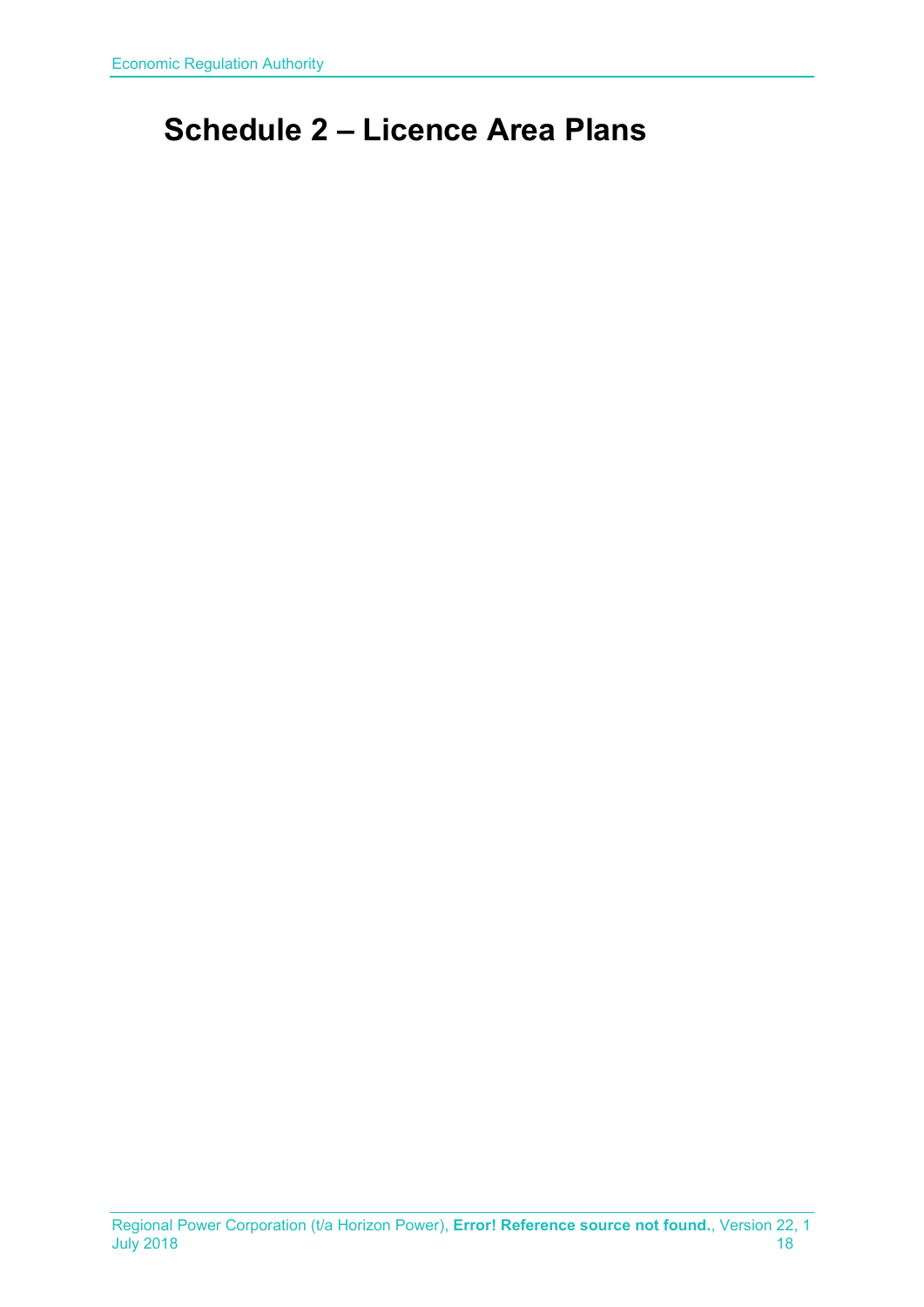# Schedule 2 – Licence Area Plans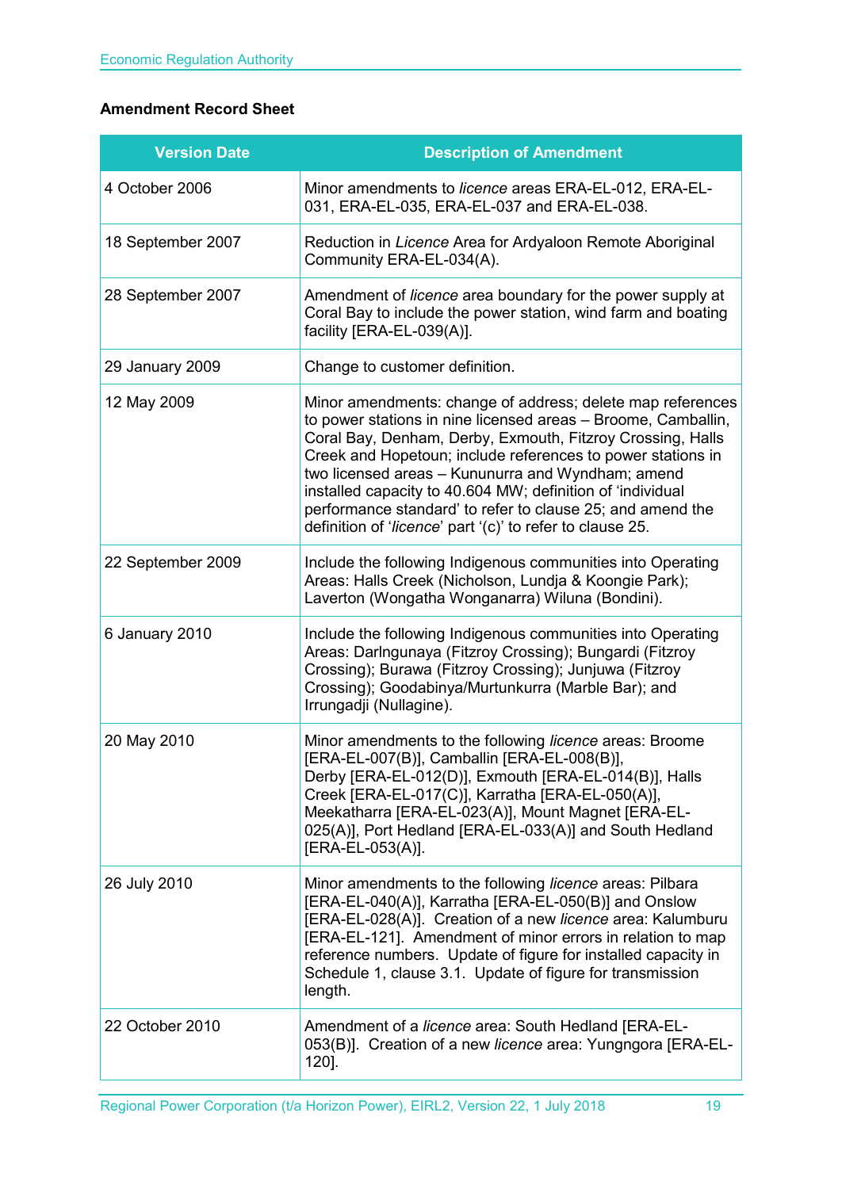**Amendment Record Sheet**

| Version Date | Description of Amendment |
| --- | --- |
| 4 October 2006 | Minor amendments to *licence* areas ERA-EL-012, ERA-EL-031, ERA-EL-035, ERA-EL-037 and ERA-EL-038. |
| 18 September 2007 | Reduction in *Licence* Area for Ardyaloon Remote Aboriginal Community ERA-EL-034(A). |
| 28 September 2007 | Amendment of *licence* area boundary for the power supply at Coral Bay to include the power station, wind farm and boating facility [ERA-EL-039(A)]. |
| 29 January 2009 | Change to customer definition. |
| 12 May 2009 | Minor amendments: change of address; delete map references to power stations in nine licensed areas – Broome, Camballin, Coral Bay, Denham, Derby, Exmouth, Fitzroy Crossing, Halls Creek and Hopetoun; include references to power stations in two licensed areas – Kununurra and Wyndham; amend installed capacity to 40.604 MW; definition of 'individual performance standard' to refer to clause 25; and amend the definition of '*licence*' part '(c)' to refer to clause 25. |
| 22 September 2009 | Include the following Indigenous communities into Operating Areas: Halls Creek (Nicholson, Lundja & Koongie Park); Laverton (Wongatha Wonganarra) Wiluna (Bondini). |
| 6 January 2010 | Include the following Indigenous communities into Operating Areas: Darlngunaya (Fitzroy Crossing); Bungardi (Fitzroy Crossing); Burawa (Fitzroy Crossing); Junjuwa (Fitzroy Crossing); Goodabinya/Murtunkurra (Marble Bar); and Irrungadji (Nullagine). |
| 20 May 2010 | Minor amendments to the following *licence* areas: Broome [ERA-EL-007(B)], Camballin [ERA-EL-008(B)], Derby [ERA-EL-012(D)], Exmouth [ERA-EL-014(B)], Halls Creek [ERA-EL-017(C)], Karratha [ERA-EL-050(A)], Meekatharra [ERA-EL-023(A)], Mount Magnet [ERA-EL-025(A)], Port Hedland [ERA-EL-033(A)] and South Hedland [ERA-EL-053(A)]. |
| 26 July 2010 | Minor amendments to the following *licence* areas: Pilbara [ERA-EL-040(A)], Karratha [ERA-EL-050(B)] and Onslow [ERA-EL-028(A)]. Creation of a new *licence* area: Kalumburu [ERA-EL-121]. Amendment of minor errors in relation to map reference numbers. Update of figure for installed capacity in Schedule 1, clause 3.1. Update of figure for transmission length. |
| 22 October 2010 | Amendment of a *licence* area: South Hedland [ERA-EL-053(B)]. Creation of a new *licence* area: Yungngora [ERA-EL-120]. |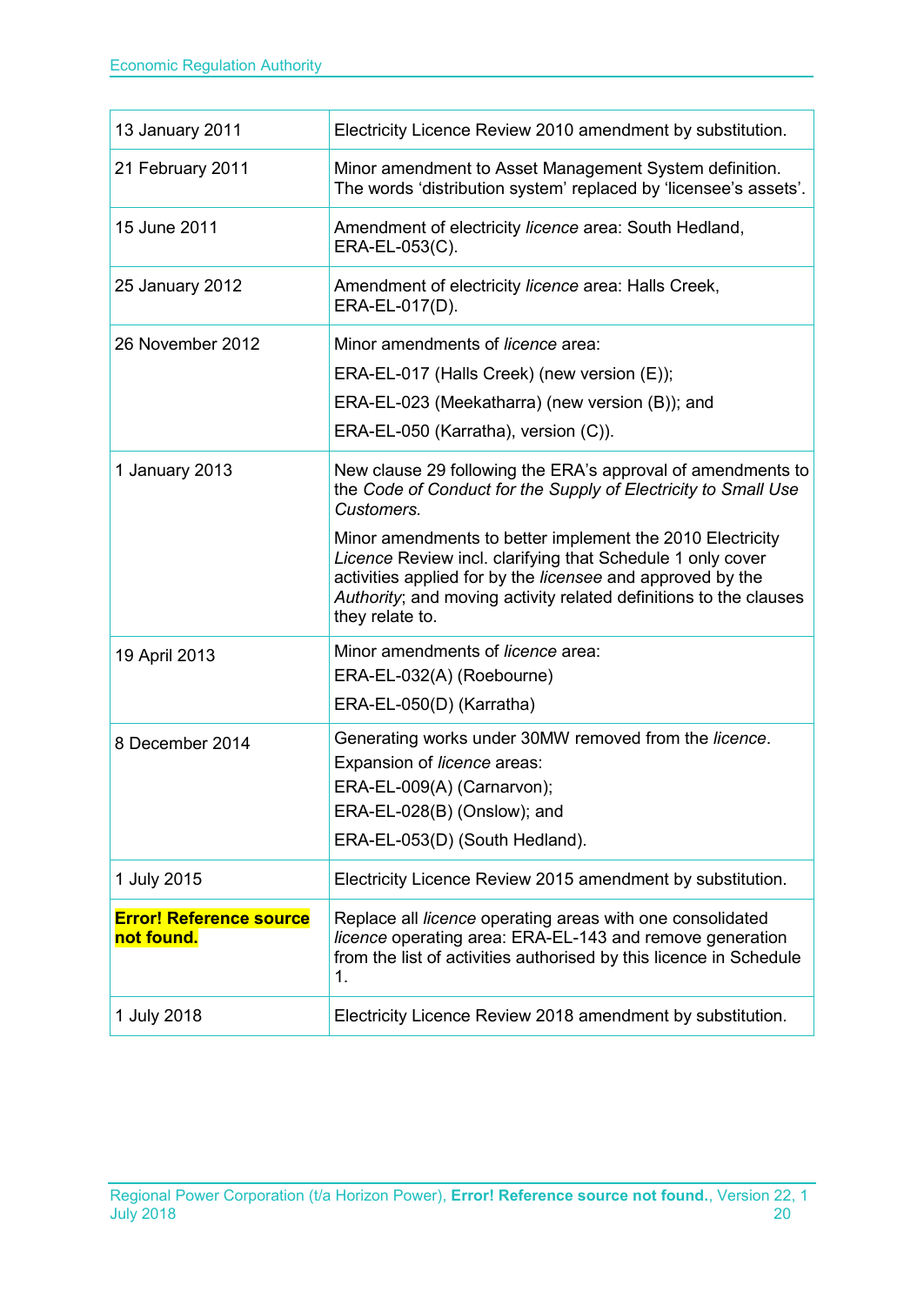| | |
|---|---|
| 13 January 2011 | Electricity Licence Review 2010 amendment by substitution. |
| 21 February 2011 | Minor amendment to Asset Management System definition. The words 'distribution system' replaced by 'licensee's assets'. |
| 15 June 2011 | Amendment of electricity *licence* area: South Hedland, ERA-EL-053(C). |
| 25 January 2012 | Amendment of electricity *licence* area: Halls Creek, ERA-EL-017(D). |
| 26 November 2012 | Minor amendments of *licence* area:<br>ERA-EL-017 (Halls Creek) (new version (E));<br>ERA-EL-023 (Meekatharra) (new version (B)); and<br>ERA-EL-050 (Karratha), version (C)). |
| 1 January 2013 | New clause 29 following the ERA's approval of amendments to the *Code of Conduct for the Supply of Electricity to Small Use Customers.*<br>Minor amendments to better implement the 2010 Electricity *Licence* Review incl. clarifying that Schedule 1 only cover activities applied for by the *licensee* and approved by the *Authority*; and moving activity related definitions to the clauses they relate to. |
| 19 April 2013 | Minor amendments of *licence* area:<br>ERA-EL-032(A) (Roebourne)<br>ERA-EL-050(D) (Karratha) |
| 8 December 2014 | Generating works under 30MW removed from the *licence*.<br>Expansion of *licence* areas:<br>ERA-EL-009(A) (Carnarvon);<br>ERA-EL-028(B) (Onslow); and<br>ERA-EL-053(D) (South Hedland). |
| 1 July 2015 | Electricity Licence Review 2015 amendment by substitution. |
| **Error! Reference source not found.** | Replace all *licence* operating areas with one consolidated *licence* operating area: ERA-EL-143 and remove generation from the list of activities authorised by this licence in Schedule 1. |
| 1 July 2018 | Electricity Licence Review 2018 amendment by substitution. |